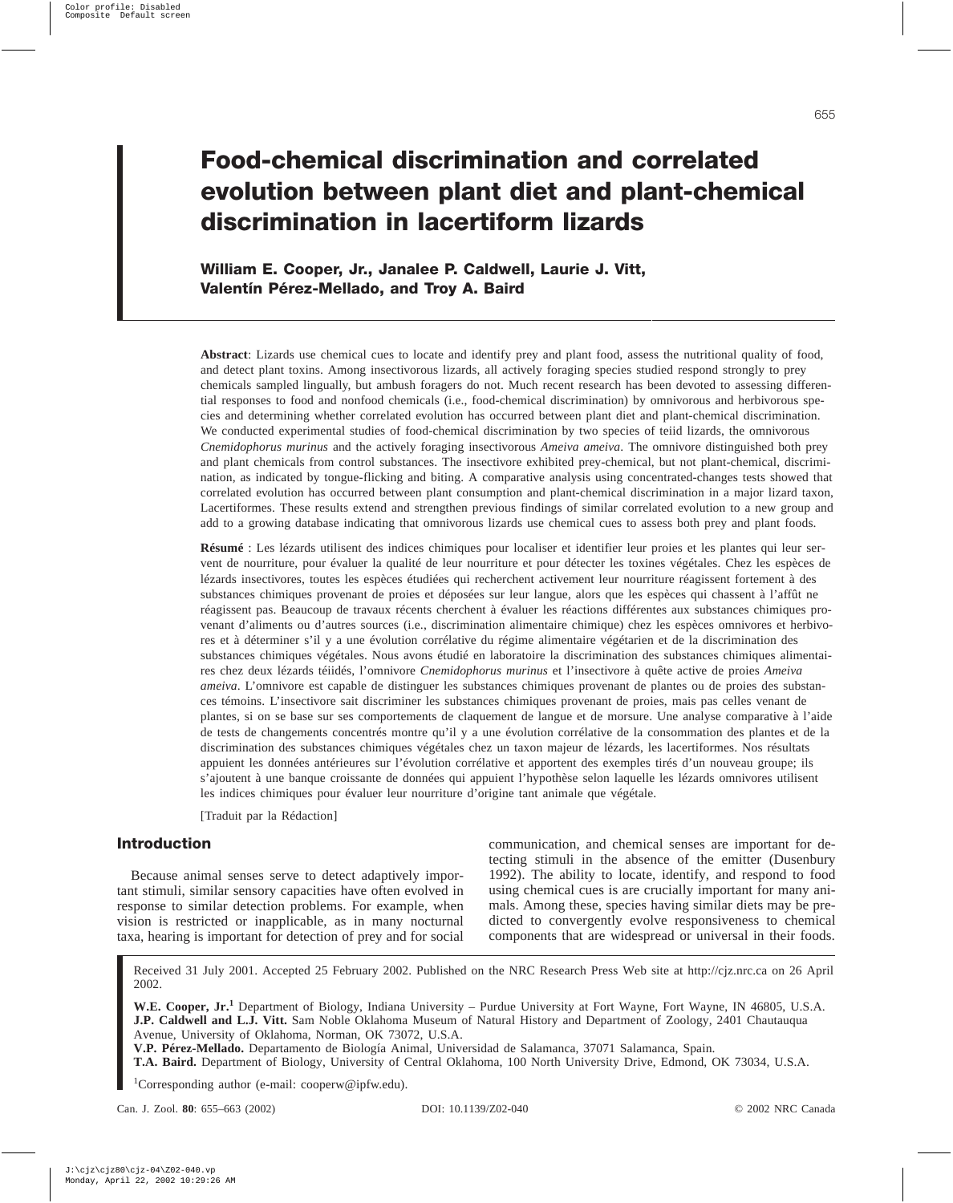# Food-chemical discrimination and correlated evolution between plant diet and plant-chemical discrimination in lacertiform lizards

**William E. Cooper, Jr., Janalee P. Caldwell, Laurie J. Vitt, Valentín Pérez-Mellado, and Troy A. Baird**

**Abstract**: Lizards use chemical cues to locate and identify prey and plant food, assess the nutritional quality of food, and detect plant toxins. Among insectivorous lizards, all actively foraging species studied respond strongly to prey chemicals sampled lingually, but ambush foragers do not. Much recent research has been devoted to assessing differential responses to food and nonfood chemicals (i.e., food-chemical discrimination) by omnivorous and herbivorous species and determining whether correlated evolution has occurred between plant diet and plant-chemical discrimination. We conducted experimental studies of food-chemical discrimination by two species of teiid lizards, the omnivorous *Cnemidophorus murinus* and the actively foraging insectivorous *Ameiva ameiva*. The omnivore distinguished both prey and plant chemicals from control substances. The insectivore exhibited prey-chemical, but not plant-chemical, discrimination, as indicated by tongue-flicking and biting. A comparative analysis using concentrated-changes tests showed that correlated evolution has occurred between plant consumption and plant-chemical discrimination in a major lizard taxon, Lacertiformes. These results extend and strengthen previous findings of similar correlated evolution to a new group and add to a growing database indicating that omnivorous lizards use chemical cues to assess both prey and plant foods.

**Résumé** : Les lézards utilisent des indices chimiques pour localiser et identifier leur proies et les plantes qui leur servent de nourriture, pour évaluer la qualité de leur nourriture et pour détecter les toxines végétales. Chez les espèces de lézards insectivores, toutes les espèces étudiées qui recherchent activement leur nourriture réagissent fortement à des substances chimiques provenant de proies et déposées sur leur langue, alors que les espèces qui chassent à l'affût ne réagissent pas. Beaucoup de travaux récents cherchent à évaluer les réactions différentes aux substances chimiques provenant d'aliments ou d'autres sources (i.e., discrimination alimentaire chimique) chez les espèces omnivores et herbivores et à déterminer s'il y a une évolution corrélative du régime alimentaire végétarien et de la discrimination des substances chimiques végétales. Nous avons étudié en laboratoire la discrimination des substances chimiques alimentaires chez deux lézards téiidés, l'omnivore *Cnemidophorus murinus* et l'insectivore à quête active de proies *Ameiva ameiva*. L'omnivore est capable de distinguer les substances chimiques provenant de plantes ou de proies des substances témoins. L'insectivore sait discriminer les substances chimiques provenant de proies, mais pas celles venant de plantes, si on se base sur ses comportements de claquement de langue et de morsure. Une analyse comparative à l'aide de tests de changements concentrés montre qu'il y a une évolution corrélative de la consommation des plantes et de la discrimination des substances chimiques végétales chez un taxon majeur de lézards, les lacertiformes. Nos résultats appuient les données antérieures sur l'évolution corrélative et apportent des exemples tirés d'un nouveau groupe; ils s'ajoutent à une banque croissante de données qui appuient l'hypothèse selon laquelle les lézards omnivores utilisent les indices chimiques pour évaluer leur nourriture d'origine tant animale que végétale.

[Traduit par la Rédaction]

## Introduction

Because animal senses serve to detect adaptively important stimuli, similar sensory capacities have often evolved in response to similar detection problems. For example, when vision is restricted or inapplicable, as in many nocturnal taxa, hearing is important for detection of prey and for social communication, and chemical senses are important for detecting stimuli in the absence of the emitter (Dusenbury 1992). The ability to locate, identify, and respond to food using chemical cues is are crucially important for many animals. Among these, species having similar diets may be predicted to convergently evolve responsiveness to chemical components that are widespread or universal in their foods.

Received 31 July 2001. Accepted 25 February 2002. Published on the NRC Research Press Web site at http://cjz.nrc.ca on 26 April 2002.

**W.E. Cooper, Jr.**[1] Department of Biology, Indiana University – Purdue University at Fort Wayne, Fort Wayne, IN 46805, U.S.A.
**J.P. Caldwell and L.J. Vitt.** Sam Noble Oklahoma Museum of Natural History and Department of Zoology, 2401 Chautauqua Avenue, University of Oklahoma, Norman, OK 73072, U.S.A.
**V.P. Pérez-Mellado.** Departamento de Biología Animal, Universidad de Salamanca, 37071 Salamanca, Spain.
**T.A. Baird.** Department of Biology, University of Central Oklahoma, 100 North University Drive, Edmond, OK 73034, U.S.A.

[1]Corresponding author (e-mail: cooperw@ipfw.edu).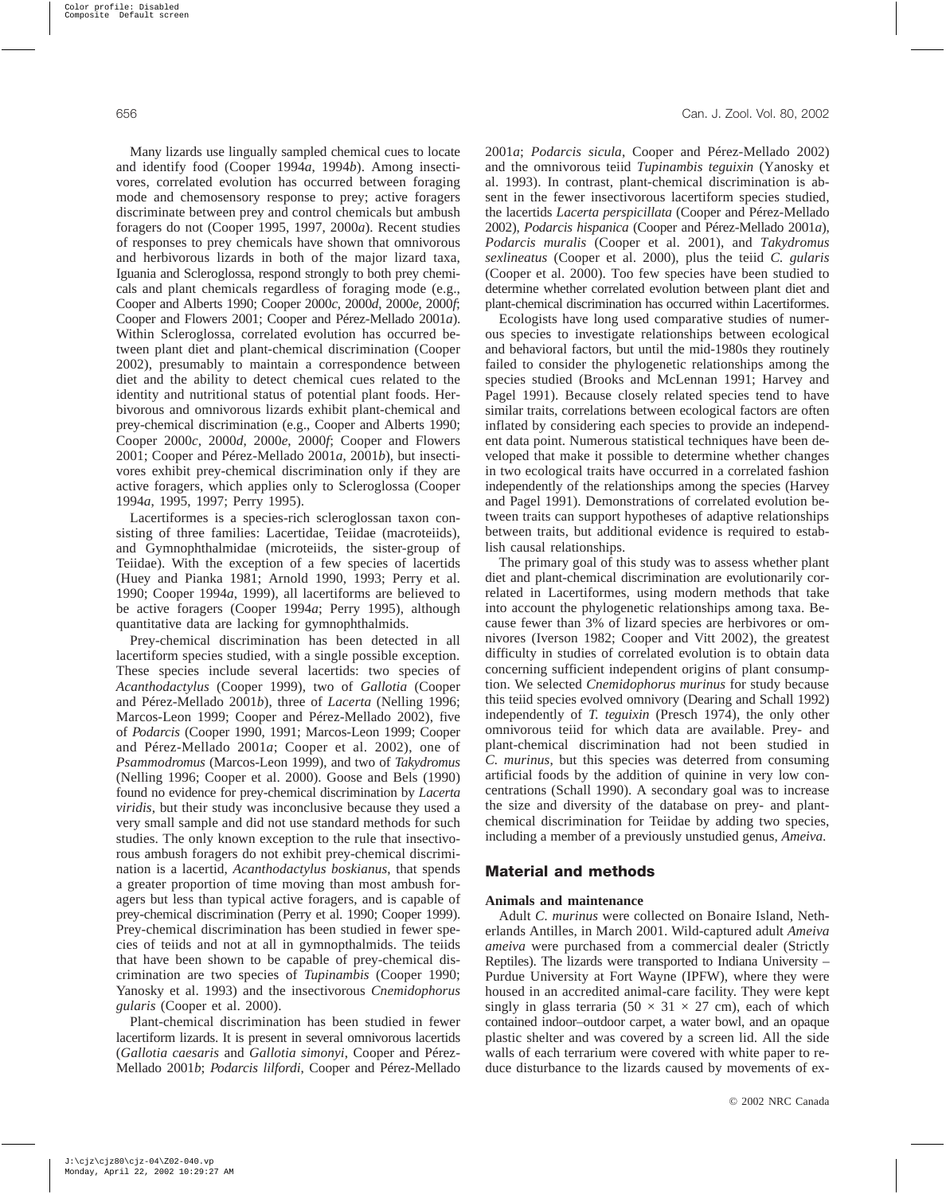Many lizards use lingually sampled chemical cues to locate and identify food (Cooper 1994*a*, 1994*b*). Among insectivores, correlated evolution has occurred between foraging mode and chemosensory response to prey; active foragers discriminate between prey and control chemicals but ambush foragers do not (Cooper 1995, 1997, 2000*a*). Recent studies of responses to prey chemicals have shown that omnivorous and herbivorous lizards in both of the major lizard taxa, Iguania and Scleroglossa, respond strongly to both prey chemicals and plant chemicals regardless of foraging mode (e.g., Cooper and Alberts 1990; Cooper 2000*c*, 2000*d*, 2000*e*, 2000*f*; Cooper and Flowers 2001; Cooper and Pérez-Mellado 2001*a*). Within Scleroglossa, correlated evolution has occurred between plant diet and plant-chemical discrimination (Cooper 2002), presumably to maintain a correspondence between diet and the ability to detect chemical cues related to the identity and nutritional status of potential plant foods. Herbivorous and omnivorous lizards exhibit plant-chemical and prey-chemical discrimination (e.g., Cooper and Alberts 1990; Cooper 2000*c*, 2000*d*, 2000*e*, 2000*f*; Cooper and Flowers 2001; Cooper and Pérez-Mellado 2001*a*, 2001*b*), but insectivores exhibit prey-chemical discrimination only if they are active foragers, which applies only to Scleroglossa (Cooper 1994*a*, 1995, 1997; Perry 1995).

Lacertiformes is a species-rich scleroglossan taxon consisting of three families: Lacertidae, Teiidae (macroteiids), and Gymnophthalmidae (microteiids, the sister-group of Teiidae). With the exception of a few species of lacertids (Huey and Pianka 1981; Arnold 1990, 1993; Perry et al. 1990; Cooper 1994*a*, 1999), all lacertiforms are believed to be active foragers (Cooper 1994*a*; Perry 1995), although quantitative data are lacking for gymnophthalmids.

Prey-chemical discrimination has been detected in all lacertiform species studied, with a single possible exception. These species include several lacertids: two species of *Acanthodactylus* (Cooper 1999), two of *Gallotia* (Cooper and Pérez-Mellado 2001*b*), three of *Lacerta* (Nelling 1996; Marcos-Leon 1999; Cooper and Pérez-Mellado 2002), five of *Podarcis* (Cooper 1990, 1991; Marcos-Leon 1999; Cooper and Pérez-Mellado 2001*a*; Cooper et al. 2002), one of *Psammodromus* (Nelling 1996; Cooper et al. 2000), and two of *Takydromus* (Marcos-Leon 1999), and two of *Takydromus* (Nelling 1996; Cooper et al. 2000). Goose and Bels (1990) found no evidence for prey-chemical discrimination by *Lacerta viridis*, but their study was inconclusive because they used a very small sample and did not use standard methods for such studies. The only known exception to the rule that insectivorous ambush foragers do not exhibit prey-chemical discrimination is a lacertid, *Acanthodactylus boskianus*, that spends a greater proportion of time moving than most ambush foragers but less than typical active foragers, and is capable of prey-chemical discrimination (Perry et al. 1990; Cooper 1999). Prey-chemical discrimination has been studied in fewer species of teiids and not at all in gymnopthalmids. The teiids that have been shown to be capable of prey-chemical discrimination are two species of *Tupinambis* (Cooper 1990; Yanosky et al. 1993) and the insectivorous *Cnemidophorus gularis* (Cooper et al. 2000).

Plant-chemical discrimination has been studied in fewer lacertiform lizards. It is present in several omnivorous lacertids (*Gallotia caesaris* and *Gallotia simonyi*, Cooper and Pérez-Mellado 2001*b*; *Podarcis lilfordi*, Cooper and Pérez-Mellado 2001*a*; *Podarcis sicula*, Cooper and Pérez-Mellado 2002) and the omnivorous teiid *Tupinambis teguixin* (Yanosky et al. 1993). In contrast, plant-chemical discrimination is absent in the fewer insectivorous lacertiform species studied, the lacertids *Lacerta perspicillata* (Cooper and Pérez-Mellado 2002), *Podarcis hispanica* (Cooper and Pérez-Mellado 2001*a*), *Podarcis muralis* (Cooper et al. 2001), and *Takydromus sexlineatus* (Cooper et al. 2000), plus the teiid *C. gularis* (Cooper et al. 2000). Too few species have been studied to determine whether correlated evolution between plant diet and plant-chemical discrimination has occurred within Lacertiformes.

Ecologists have long used comparative studies of numerous species to investigate relationships between ecological and behavioral factors, but until the mid-1980s they routinely failed to consider the phylogenetic relationships among the species studied (Brooks and McLennan 1991; Harvey and Pagel 1991). Because closely related species tend to have similar traits, correlations between ecological factors are often inflated by considering each species to provide an independent data point. Numerous statistical techniques have been developed that make it possible to determine whether changes in two ecological traits have occurred in a correlated fashion independently of the relationships among the species (Harvey and Pagel 1991). Demonstrations of correlated evolution between traits can support hypotheses of adaptive relationships between traits, but additional evidence is required to establish causal relationships.

The primary goal of this study was to assess whether plant diet and plant-chemical discrimination are evolutionarily correlated in Lacertiformes, using modern methods that take into account the phylogenetic relationships among taxa. Because fewer than 3% of lizard species are herbivores or omnivores (Iverson 1982; Cooper and Vitt 2002), the greatest difficulty in studies of correlated evolution is to obtain data concerning sufficient independent origins of plant consumption. We selected *Cnemidophorus murinus* for study because this teiid species evolved omnivory (Dearing and Schall 1992) independently of *T. teguixin* (Presch 1974), the only other omnivorous teiid for which data are available. Prey- and plant-chemical discrimination had not been studied in *C. murinus*, but this species was deterred from consuming artificial foods by the addition of quinine in very low concentrations (Schall 1990). A secondary goal was to increase the size and diversity of the database on prey- and plant-chemical discrimination for Teiidae by adding two species, including a member of a previously unstudied genus, *Ameiva*.

## Material and methods

### Animals and maintenance

Adult *C. murinus* were collected on Bonaire Island, Netherlands Antilles, in March 2001. Wild-captured adult *Ameiva ameiva* were purchased from a commercial dealer (Strictly Reptiles). The lizards were transported to Indiana University – Purdue University at Fort Wayne (IPFW), where they were housed in an accredited animal-care facility. They were kept singly in glass terraria (50 × 31 × 27 cm), each of which contained indoor–outdoor carpet, a water bowl, and an opaque plastic shelter and was covered by a screen lid. All the side walls of each terrarium were covered with white paper to reduce disturbance to the lizards caused by movements of ex-

Many lizards use lingually sampled chemical cues to locate and identify food (Cooper 1994*a*, 1994*b*). Among insectivores, correlated evolution has occurred between foraging mode and chemosensory response to prey; active foragers discriminate between prey and control chemicals but ambush foragers do not (Cooper 1995, 1997, 2000*a*). Recent studies of responses to prey chemicals have shown that omnivorous and herbivorous lizards in both of the major lizard taxa, Iguania and Scleroglossa, respond strongly to both prey chemicals and plant chemicals regardless of foraging mode (e.g., Cooper and Alberts 1990; Cooper 2000*c*, 2000*d*, 2000*e*, 2000*f*; Cooper and Flowers 2001; Cooper and Pérez-Mellado 2001*a*). Within Scleroglossa, correlated evolution has occurred between plant diet and plant-chemical discrimination (Cooper 2002), presumably to maintain a correspondence between diet and the ability to detect chemical cues related to the identity and nutritional status of potential plant foods. Herbivorous and omnivorous lizards exhibit plant-chemical and prey-chemical discrimination (e.g., Cooper and Alberts 1990; Cooper 2000*c*, 2000*d*, 2000*e*, 2000*f*; Cooper and Flowers 2001; Cooper and Pérez-Mellado 2001*a*, 2001*b*), but insectivores exhibit prey-chemical discrimination only if they are active foragers, which applies only to Scleroglossa (Cooper 1994*a*, 1995, 1997; Perry 1995).

Lacertiformes is a species-rich scleroglossan taxon consisting of three families: Lacertidae, Teiidae (macroteiids), and Gymnophthalmidae (microteiids, the sister-group of Teiidae). With the exception of a few species of lacertids (Huey and Pianka 1981; Arnold 1990, 1993; Perry et al. 1990; Cooper 1994*a*, 1999), all lacertiforms are believed to be active foragers (Cooper 1994*a*; Perry 1995), although quantitative data are lacking for gymnophthalmids.

Prey-chemical discrimination has been detected in all lacertiform species studied, with a single possible exception. These species include several lacertids: two species of *Acanthodactylus* (Cooper 1999), two of *Gallotia* (Cooper and Pérez-Mellado 2001*b*), three of *Lacerta* (Nelling 1996; Marcos-Leon 1999; Cooper and Pérez-Mellado 2002), five of *Podarcis* (Cooper 1990, 1991; Marcos-Leon 1999; Cooper and Pérez-Mellado 2001*a*; Cooper et al. 2002), one of *Psammodromus* (Marcos-Leon 1999), and two of *Takydromus* (Nelling 1996; Cooper et al. 2000). Goose and Bels (1990) found no evidence for prey-chemical discrimination by *Lacerta viridis*, but their study was inconclusive because they used a very small sample and did not use standard methods for such studies. The only known exception to the rule that insectivorous ambush foragers do not exhibit prey-chemical discrimination is a lacertid, *Acanthodactylus boskianus*, that spends a greater proportion of time moving than most ambush foragers but less than typical active foragers, and is capable of prey-chemical discrimination (Perry et al. 1990; Cooper 1999). Prey-chemical discrimination has been studied in fewer species of teiids and not at all in gymnopthalmids. The teiids that have been shown to be capable of prey-chemical discrimination are two species of *Tupinambis* (Cooper 1990; Yanosky et al. 1993) and the insectivorous *Cnemidophorus gularis* (Cooper et al. 2000).

Plant-chemical discrimination has been studied in fewer lacertiform lizards. It is present in several omnivorous lacertids (*Gallotia caesaris* and *Gallotia simonyi*, Cooper and Pérez-Mellado 2001*b*; *Podarcis lilfordi*, Cooper and Pérez-Mellado 2001*a*; *Podarcis sicula*, Cooper and Pérez-Mellado 2002) and the omnivorous teiid *Tupinambis teguixin* (Yanosky et al. 1993). In contrast, plant-chemical discrimination is absent in the fewer insectivorous lacertiform species studied, the lacertids *Lacerta perspicillata* (Cooper and Pérez-Mellado 2002), *Podarcis hispanica* (Cooper and Pérez-Mellado 2001*a*), *Podarcis muralis* (Cooper et al. 2001), and *Takydromus sexlineatus* (Cooper et al. 2000), plus the teiid *C. gularis* (Cooper et al. 2000). Too few species have been studied to determine whether correlated evolution between plant diet and plant-chemical discrimination has occurred within Lacertiformes.

Ecologists have long used comparative studies of numerous species to investigate relationships between ecological and behavioral factors, but until the mid-1980s they routinely failed to consider the phylogenetic relationships among the species studied (Brooks and McLennan 1991; Harvey and Pagel 1991). Because closely related species tend to have similar traits, correlations between ecological factors are often inflated by considering each species to provide an independent data point. Numerous statistical techniques have been developed that make it possible to determine whether changes in two ecological traits have occurred in a correlated fashion independently of the relationships among the species (Harvey and Pagel 1991). Demonstrations of correlated evolution between traits can support hypotheses of adaptive relationships between traits, but additional evidence is required to establish causal relationships.

The primary goal of this study was to assess whether plant diet and plant-chemical discrimination are evolutionarily correlated in Lacertiformes, using modern methods that take into account the phylogenetic relationships among taxa. Because fewer than 3% of lizard species are herbivores or omnivores (Iverson 1982; Cooper and Vitt 2002), the greatest difficulty in studies of correlated evolution is to obtain data concerning sufficient independent origins of plant consumption. We selected *Cnemidophorus murinus* for study because this teiid species evolved omnivory (Dearing and Schall 1992) independently of *T. teguixin* (Presch 1974), the only other omnivorous teiid for which data are available. Prey- and plant-chemical discrimination had not been studied in *C. murinus*, but this species was deterred from consuming artificial foods by the addition of quinine in very low concentrations (Schall 1990). A secondary goal was to increase the size and diversity of the database on prey- and plant-chemical discrimination for Teiidae by adding two species, including a member of a previously unstudied genus, *Ameiva*.

## Material and methods

### Animals and maintenance

Adult *C. murinus* were collected on Bonaire Island, Netherlands Antilles, in March 2001. Wild-captured adult *Ameiva ameiva* were purchased from a commercial dealer (Strictly Reptiles). The lizards were transported to Indiana University – Purdue University at Fort Wayne (IPFW), where they were housed in an accredited animal-care facility. They were kept singly in glass terraria (50 × 31 × 27 cm), each of which contained indoor–outdoor carpet, a water bowl, and an opaque plastic shelter and was covered by a screen lid. All the side walls of each terrarium were covered with white paper to reduce disturbance to the lizards caused by movements of ex-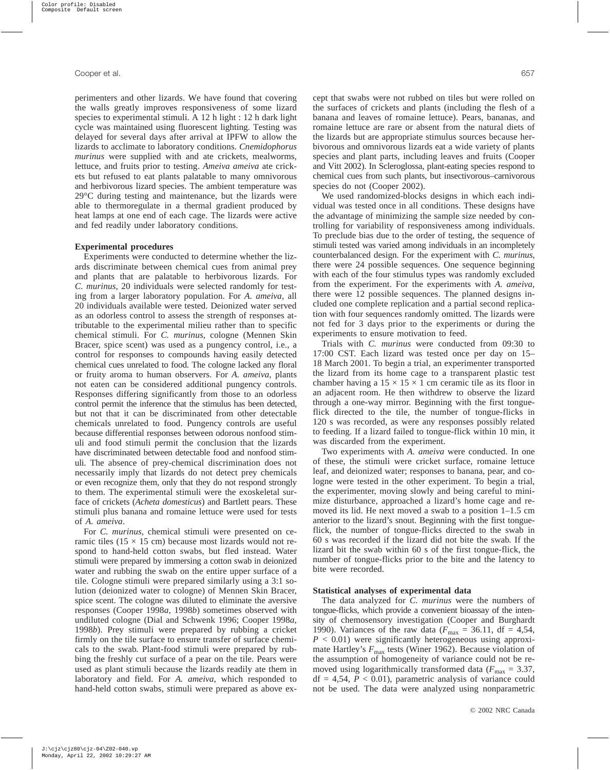perimenters and other lizards. We have found that covering the walls greatly improves responsiveness of some lizard species to experimental stimuli. A 12 h light : 12 h dark light cycle was maintained using fluorescent lighting. Testing was delayed for several days after arrival at IPFW to allow the lizards to acclimate to laboratory conditions. *Cnemidophorus murinus* were supplied with and ate crickets, mealworms, lettuce, and fruits prior to testing. *Ameiva ameiva* ate crickets but refused to eat plants palatable to many omnivorous and herbivorous lizard species. The ambient temperature was 29°C during testing and maintenance, but the lizards were able to thermoregulate in a thermal gradient produced by heat lamps at one end of each cage. The lizards were active and fed readily under laboratory conditions.

### Experimental procedures

Experiments were conducted to determine whether the lizards discriminate between chemical cues from animal prey and plants that are palatable to herbivorous lizards. For *C. murinus*, 20 individuals were selected randomly for testing from a larger laboratory population. For *A. ameiva*, all 20 individuals available were tested. Deionized water served as an odorless control to assess the strength of responses attributable to the experimental milieu rather than to specific chemical stimuli. For *C. murinus*, cologne (Mennen Skin Bracer, spice scent) was used as a pungency control, i.e., a control for responses to compounds having easily detected chemical cues unrelated to food. The cologne lacked any floral or fruity aroma to human observers. For *A. ameiva*, plants not eaten can be considered additional pungency controls. Responses differing significantly from those to an odorless control permit the inference that the stimulus has been detected, but not that it can be discriminated from other detectable chemicals unrelated to food. Pungency controls are useful because differential responses between odorous nonfood stimuli and food stimuli permit the conclusion that the lizards have discriminated between detectable food and nonfood stimuli. The absence of prey-chemical discrimination does not necessarily imply that lizards do not detect prey chemicals or even recognize them, only that they do not respond strongly to them. The experimental stimuli were the exoskeletal surface of crickets (*Acheta domesticus*) and Bartlett pears. These stimuli plus banana and romaine lettuce were used for tests of *A. ameiva*.

For *C. murinus*, chemical stimuli were presented on ceramic tiles (15 × 15 cm) because most lizards would not respond to hand-held cotton swabs, but fled instead. Water stimuli were prepared by immersing a cotton swab in deionized water and rubbing the swab on the entire upper surface of a tile. Cologne stimuli were prepared similarly using a 3:1 solution (deionized water to cologne) of Mennen Skin Bracer, spice scent. The cologne was diluted to eliminate the aversive responses (Cooper 1998*a*, 1998*b*) sometimes observed with undiluted cologne (Dial and Schwenk 1996; Cooper 1998*a*, 1998*b*). Prey stimuli were prepared by rubbing a cricket firmly on the tile surface to ensure transfer of surface chemicals to the swab. Plant-food stimuli were prepared by rubbing the freshly cut surface of a pear on the tile. Pears were used as plant stimuli because the lizards readily ate them in laboratory and field. For *A. ameiva*, which responded to hand-held cotton swabs, stimuli were prepared as above except that swabs were not rubbed on tiles but were rolled on the surfaces of crickets and plants (including the flesh of a banana and leaves of romaine lettuce). Pears, bananas, and romaine lettuce are rare or absent from the natural diets of the lizards but are appropriate stimulus sources because herbivorous and omnivorous lizards eat a wide variety of plants species and plant parts, including leaves and fruits (Cooper and Vitt 2002). In Scleroglossa, plant-eating species respond to chemical cues from such plants, but insectivorous–carnivorous species do not (Cooper 2002).

We used randomized-blocks designs in which each individual was tested once in all conditions. These designs have the advantage of minimizing the sample size needed by controlling for variability of responsiveness among individuals. To preclude bias due to the order of testing, the sequence of stimuli tested was varied among individuals in an incompletely counterbalanced design. For the experiment with *C. murinus*, there were 24 possible sequences. One sequence beginning with each of the four stimulus types was randomly excluded from the experiment. For the experiments with *A. ameiva*, there were 12 possible sequences. The planned designs included one complete replication and a partial second replication with four sequences randomly omitted. The lizards were not fed for 3 days prior to the experiments or during the experiments to ensure motivation to feed.

Trials with *C. murinus* were conducted from 09:30 to 17:00 CST. Each lizard was tested once per day on 15–18 March 2001. To begin a trial, an experimenter transported the lizard from its home cage to a transparent plastic test chamber having a 15 × 15 × 1 cm ceramic tile as its floor in an adjacent room. He then withdrew to observe the lizard through a one-way mirror. Beginning with the first tongue-flick directed to the tile, the number of tongue-flicks in 120 s was recorded, as were any responses possibly related to feeding. If a lizard failed to tongue-flick within 10 min, it was discarded from the experiment.

Two experiments with *A. ameiva* were conducted. In one of these, the stimuli were cricket surface, romaine lettuce leaf, and deionized water; responses to banana, pear, and cologne were tested in the other experiment. To begin a trial, the experimenter, moving slowly and being careful to minimize disturbance, approached a lizard's home cage and removed its lid. He next moved a swab to a position 1–1.5 cm anterior to the lizard's snout. Beginning with the first tongue-flick, the number of tongue-flicks directed to the swab in 60 s was recorded if the lizard did not bite the swab. If the lizard bit the swab within 60 s of the first tongue-flick, the number of tongue-flicks prior to the bite and the latency to bite were recorded.

### Statistical analyses of experimental data

The data analyzed for *C. murinus* were the numbers of tongue-flicks, which provide a convenient bioassay of the intensity of chemosensory investigation (Cooper and Burghardt 1990). Variances of the raw data ($F_{max}$ = 36.11, df = 4,54, $P$ < 0.01) were significantly heterogeneous using approximate Hartley's $F_{max}$ tests (Winer 1962). Because violation of the assumption of homogeneity of variance could not be removed using logarithmically transformed data ($F_{max}$ = 3.37, df = 4,54, $P$ < 0.01), parametric analysis of variance could not be used. The data were analyzed using nonparametric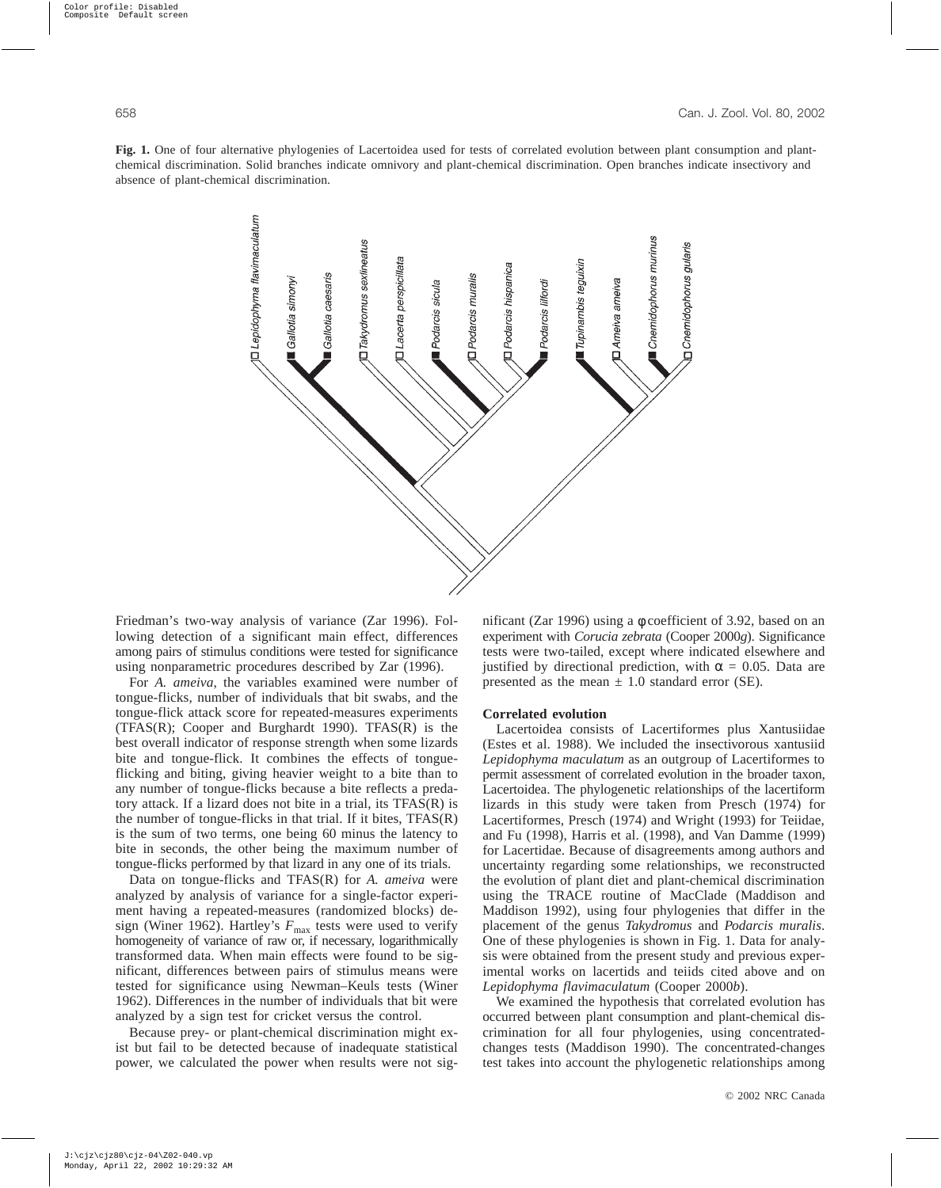**Fig. 1.** One of four alternative phylogenies of Lacertoidea used for tests of correlated evolution between plant consumption and plant-chemical discrimination. Solid branches indicate omnivory and plant-chemical discrimination. Open branches indicate insectivory and absence of plant-chemical discrimination.

Friedman's two-way analysis of variance (Zar 1996). Following detection of a significant main effect, differences among pairs of stimulus conditions were tested for significance using nonparametric procedures described by Zar (1996).

For *A. ameiva*, the variables examined were number of tongue-flicks, number of individuals that bit swabs, and the tongue-flick attack score for repeated-measures experiments (TFAS(R); Cooper and Burghardt 1990). TFAS(R) is the best overall indicator of response strength when some lizards bite and tongue-flick. It combines the effects of tongue-flicking and biting, giving heavier weight to a bite than to any number of tongue-flicks because a bite reflects a predatory attack. If a lizard does not bite in a trial, its TFAS(R) is the number of tongue-flicks in that trial. If it bites, TFAS(R) is the sum of two terms, one being 60 minus the latency to bite in seconds, the other being the maximum number of tongue-flicks performed by that lizard in any one of its trials.

Data on tongue-flicks and TFAS(R) for *A. ameiva* were analyzed by analysis of variance for a single-factor experiment having a repeated-measures (randomized blocks) design (Winer 1962). Hartley's $F_{\max}$ tests were used to verify homogeneity of variance of raw or, if necessary, logarithmically transformed data. When main effects were found to be significant, differences between pairs of stimulus means were tested for significance using Newman–Keuls tests (Winer 1962). Differences in the number of individuals that bit were analyzed by a sign test for cricket versus the control.

Because prey- or plant-chemical discrimination might exist but fail to be detected because of inadequate statistical power, we calculated the power when results were not significant (Zar 1996) using a $\phi$ coefficient of 3.92, based on an experiment with *Corucia zebrata* (Cooper 2000*g*). Significance tests were two-tailed, except where indicated elsewhere and justified by directional prediction, with $\alpha = 0.05$. Data are presented as the mean $\pm$ 1.0 standard error (SE).

### Correlated evolution

Lacertoidea consists of Lacertiformes plus Xantusiidae (Estes et al. 1988). We included the insectivorous xantusiid *Lepidophyma maculatum* as an outgroup of Lacertiformes to permit assessment of correlated evolution in the broader taxon, Lacertoidea. The phylogenetic relationships of the lacertiform lizards in this study were taken from Presch (1974) for Lacertiformes, Presch (1974) and Wright (1993) for Teiidae, and Fu (1998), Harris et al. (1998), and Van Damme (1999) for Lacertidae. Because of disagreements among authors and uncertainty regarding some relationships, we reconstructed the evolution of plant diet and plant-chemical discrimination using the TRACE routine of MacClade (Maddison and Maddison 1992), using four phylogenies that differ in the placement of the genus *Takydromus* and *Podarcis muralis*. One of these phylogenies is shown in Fig. 1. Data for analysis were obtained from the present study and previous experimental works on lacertids and teiids cited above and on *Lepidophyma flavimaculatum* (Cooper 2000*b*).

We examined the hypothesis that correlated evolution has occurred between plant consumption and plant-chemical discrimination for all four phylogenies, using concentrated-changes tests (Maddison 1990). The concentrated-changes test takes into account the phylogenetic relationships among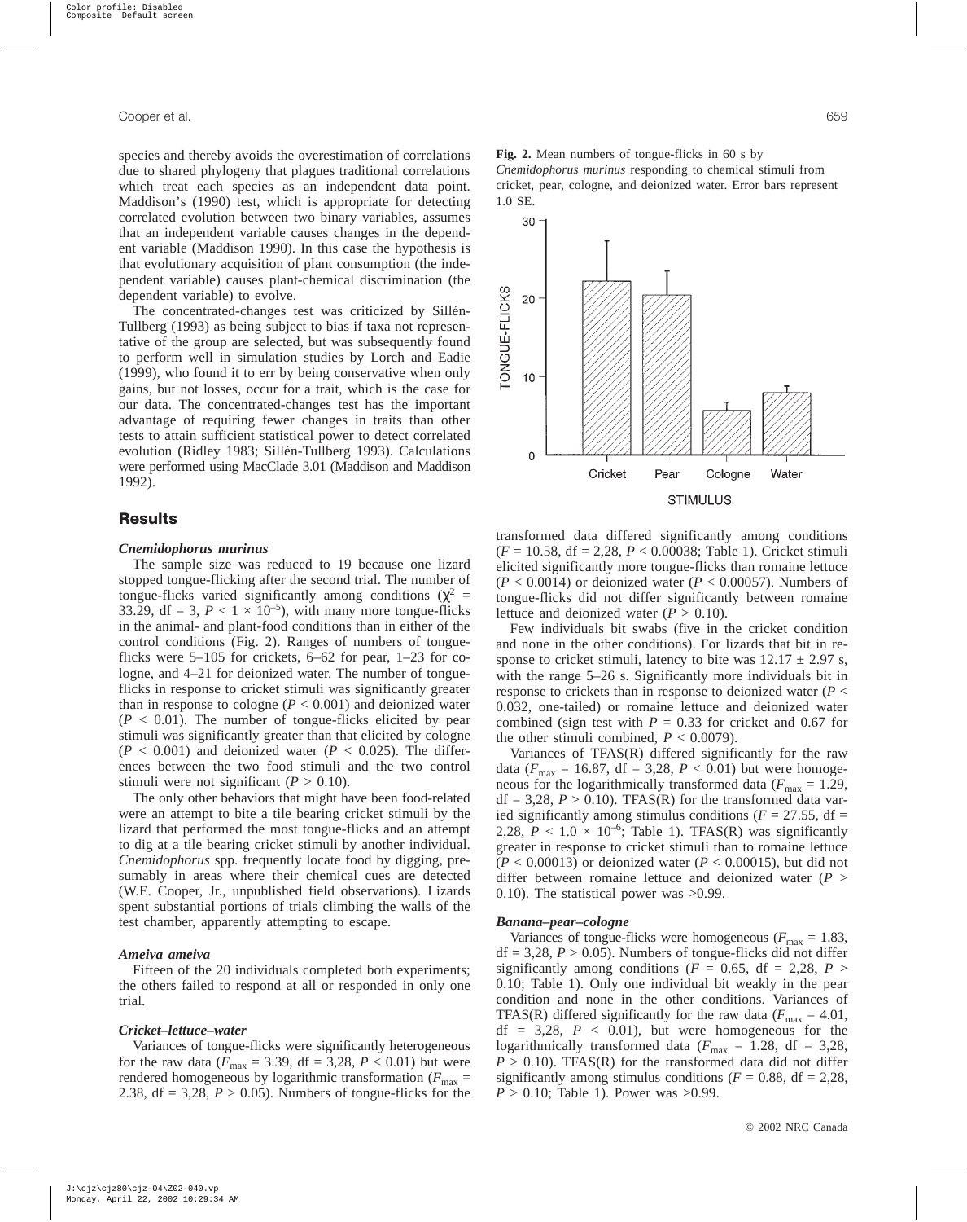species and thereby avoids the overestimation of correlations due to shared phylogeny that plagues traditional correlations which treat each species as an independent data point. Maddison's (1990) test, which is appropriate for detecting correlated evolution between two binary variables, assumes that an independent variable causes changes in the dependent variable (Maddison 1990). In this case the hypothesis is that evolutionary acquisition of plant consumption (the independent variable) causes plant-chemical discrimination (the dependent variable) to evolve.

The concentrated-changes test was criticized by Sillén-Tullberg (1993) as being subject to bias if taxa not representative of the group are selected, but was subsequently found to perform well in simulation studies by Lorch and Eadie (1999), who found it to err by being conservative when only gains, but not losses, occur for a trait, which is the case for our data. The concentrated-changes test has the important advantage of requiring fewer changes in traits than other tests to attain sufficient statistical power to detect correlated evolution (Ridley 1983; Sillén-Tullberg 1993). Calculations were performed using MacClade 3.01 (Maddison and Maddison 1992).

## Results

### *Cnemidophorus murinus*

The sample size was reduced to 19 because one lizard stopped tongue-flicking after the second trial. The number of tongue-flicks varied significantly among conditions ($\chi^2$ = 33.29, df = 3, $P < 1 \times 10^{-5}$), with many more tongue-flicks in the animal- and plant-food conditions than in either of the control conditions (Fig. 2). Ranges of numbers of tongue-flicks were 5–105 for crickets, 6–62 for pear, 1–23 for cologne, and 4–21 for deionized water. The number of tongue-flicks in response to cricket stimuli was significantly greater than in response to cologne ($P < 0.001$) and deionized water ($P < 0.01$). The number of tongue-flicks elicited by pear stimuli was significantly greater than that elicited by cologne ($P < 0.001$) and deionized water ($P < 0.025$). The differences between the two food stimuli and the two control stimuli were not significant ($P > 0.10$).

The only other behaviors that might have been food-related were an attempt to bite a tile bearing cricket stimuli by the lizard that performed the most tongue-flicks and an attempt to dig at a tile bearing cricket stimuli by another individual. *Cnemidophorus* spp. frequently locate food by digging, presumably in areas where their chemical cues are detected (W.E. Cooper, Jr., unpublished field observations). Lizards spent substantial portions of trials climbing the walls of the test chamber, apparently attempting to escape.

### *Ameiva ameiva*

Fifteen of the 20 individuals completed both experiments; the others failed to respond at all or responded in only one trial.

### *Cricket–lettuce–water*

Variances of tongue-flicks were significantly heterogeneous for the raw data ($F_{max}$ = 3.39, df = 3,28, $P < 0.01$) but were rendered homogeneous by logarithmic transformation ($F_{max}$ = 2.38, df = 3,28, $P > 0.05$). Numbers of tongue-flicks for the transformed data differed significantly among conditions ($F$ = 10.58, df = 2,28, $P < 0.00038$; Table 1). Cricket stimuli elicited significantly more tongue-flicks than romaine lettuce ($P < 0.0014$) or deionized water ($P < 0.00057$). Numbers of tongue-flicks did not differ significantly between romaine lettuce and deionized water ($P > 0.10$).

Few individuals bit swabs (five in the cricket condition and none in the other conditions). For lizards that bit in response to cricket stimuli, latency to bite was 12.17 ± 2.97 s, with the range 5–26 s. Significantly more individuals bit in response to crickets than in response to deionized water ($P < 0.032$, one-tailed) or romaine lettuce and deionized water combined (sign test with $P$ = 0.33 for cricket and 0.67 for the other stimuli combined, $P < 0.0079$).

Variances of TFAS(R) differed significantly for the raw data ($F_{max}$ = 16.87, df = 3,28, $P < 0.01$) but were homogeneous for the logarithmically transformed data ($F_{max}$ = 1.29, df = 3,28, $P > 0.10$). TFAS(R) for the transformed data varied significantly among stimulus conditions ($F$ = 27.55, df = 2,28, $P < 1.0 \times 10^{-6}$; Table 1). TFAS(R) was significantly greater in response to cricket stimuli than to romaine lettuce ($P < 0.00013$) or deionized water ($P < 0.00015$), but did not differ between romaine lettuce and deionized water ($P > 0.10$). The statistical power was >0.99.

### *Banana–pear–cologne*

Variances of tongue-flicks were homogeneous ($F_{max}$ = 1.83, df = 3,28, $P > 0.05$). Numbers of tongue-flicks did not differ significantly among conditions ($F$ = 0.65, df = 2,28, $P > 0.10$; Table 1). Only one individual bit weakly in the pear condition and none in the other conditions. Variances of TFAS(R) differed significantly for the raw data ($F_{max}$ = 4.01, df = 3,28, $P < 0.01$), but were homogeneous for the logarithmically transformed data ($F_{max}$ = 1.28, df = 3,28, $P > 0.10$). TFAS(R) for the transformed data did not differ significantly among stimulus conditions ($F$ = 0.88, df = 2,28, $P > 0.10$; Table 1). Power was >0.99.

**Fig. 2.** Mean numbers of tongue-flicks in 60 s by *Cnemidophorus murinus* responding to chemical stimuli from cricket, pear, cologne, and deionized water. Error bars represent 1.0 SE.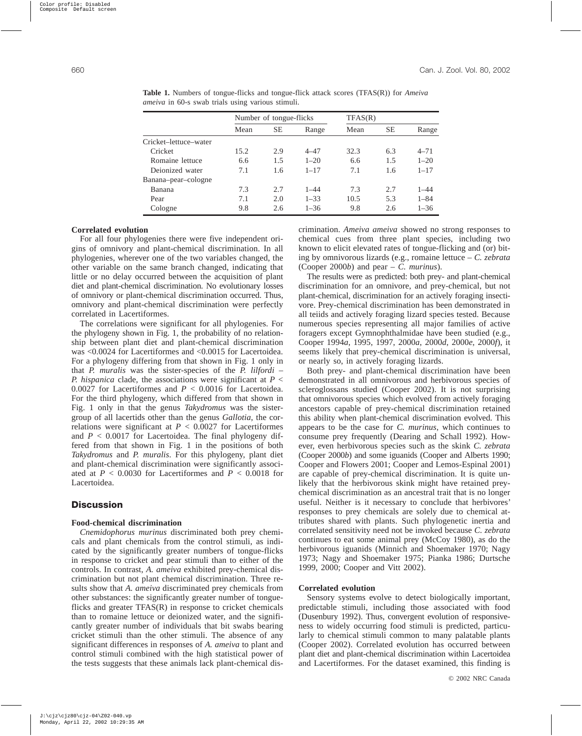**Table 1.** Numbers of tongue-flicks and tongue-flick attack scores (TFAS(R)) for *Ameiva ameiva* in 60-s swab trials using various stimuli.

| | Number of tongue-flicks | | | TFAS(R) | | |
|---|---|---|---|---|---|---|
| | Mean | SE | Range | Mean | SE | Range |
| Cricket–lettuce–water | | | | | | |
| Cricket | 15.2 | 2.9 | 4–47 | 32.3 | 6.3 | 4–71 |
| Romaine lettuce | 6.6 | 1.5 | 1–20 | 6.6 | 1.5 | 1–20 |
| Deionized water | 7.1 | 1.6 | 1–17 | 7.1 | 1.6 | 1–17 |
| Banana–pear–cologne | | | | | | |
| Banana | 7.3 | 2.7 | 1–44 | 7.3 | 2.7 | 1–44 |
| Pear | 7.1 | 2.0 | 1–33 | 10.5 | 5.3 | 1–84 |
| Cologne | 9.8 | 2.6 | 1–36 | 9.8 | 2.6 | 1–36 |

### Correlated evolution

For all four phylogenies there were five independent origins of omnivory and plant-chemical discrimination. In all phylogenies, wherever one of the two variables changed, the other variable on the same branch changed, indicating that little or no delay occurred between the acquisition of plant diet and plant-chemical discrimination. No evolutionary losses of omnivory or plant-chemical discrimination occurred. Thus, omnivory and plant-chemical discrimination were perfectly correlated in Lacertiformes.

The correlations were significant for all phylogenies. For the phylogeny shown in Fig. 1, the probability of no relationship between plant diet and plant-chemical discrimination was <0.0024 for Lacertiformes and <0.0015 for Lacertoidea. For a phylogeny differing from that shown in Fig. 1 only in that *P. muralis* was the sister-species of the *P. lilfordi* – *P. hispanica* clade, the associations were significant at $P <$ 0.0027 for Lacertiformes and $P < 0.0016$ for Lacertoidea. For the third phylogeny, which differed from that shown in Fig. 1 only in that the genus *Takydromus* was the sister-group of all lacertids other than the genus *Gallotia*, the correlations were significant at $P < 0.0027$ for Lacertiformes and $P < 0.0017$ for Lacertoidea. The final phylogeny differed from that shown in Fig. 1 in the positions of both *Takydromus* and *P. muralis*. For this phylogeny, plant diet and plant-chemical discrimination were significantly associated at $P < 0.0030$ for Lacertiformes and $P < 0.0018$ for Lacertoidea.

## Discussion

### Food-chemical discrimination

*Cnemidophorus murinus* discriminated both prey chemicals and plant chemicals from the control stimuli, as indicated by the significantly greater numbers of tongue-flicks in response to cricket and pear stimuli than to either of the controls. In contrast, *A. ameiva* exhibited prey-chemical discrimination but not plant chemical discrimination. Three results show that *A. ameiva* discriminated prey chemicals from other substances: the significantly greater number of tongue-flicks and greater TFAS(R) in response to cricket chemicals than to romaine lettuce or deionized water, and the significantly greater number of individuals that bit swabs bearing cricket stimuli than the other stimuli. The absence of any significant differences in responses of *A. ameiva* to plant and control stimuli combined with the high statistical power of the tests suggests that these animals lack plant-chemical discrimination. *Ameiva ameiva* showed no strong responses to chemical cues from three plant species, including two known to elicit elevated rates of tongue-flicking and (or) biting by omnivorous lizards (e.g., romaine lettuce – *C. zebrata* (Cooper 2000*b*) and pear – *C. murinus*).

The results were as predicted: both prey- and plant-chemical discrimination for an omnivore, and prey-chemical, but not plant-chemical, discrimination for an actively foraging insectivore. Prey-chemical discrimination has been demonstrated in all teiids and actively foraging lizard species tested. Because numerous species representing all major families of active foragers except Gymnophthalmidae have been studied (e.g., Cooper 1994*a*, 1995, 1997, 2000*a*, 2000*d*, 2000*e*, 2000*f*), it seems likely that prey-chemical discrimination is universal, or nearly so, in actively foraging lizards.

Both prey- and plant-chemical discrimination have been demonstrated in all omnivorous and herbivorous species of scleroglossans studied (Cooper 2002). It is not surprising that omnivorous species which evolved from actively foraging ancestors capable of prey-chemical discrimination retained this ability when plant-chemical discrimination evolved. This appears to be the case for *C. murinus*, which continues to consume prey frequently (Dearing and Schall 1992). However, even herbivorous species such as the skink *C. zebrata* (Cooper 2000*b*) and some iguanids (Cooper and Alberts 1990; Cooper and Flowers 2001; Cooper and Lemos-Espinal 2001) are capable of prey-chemical discrimination. It is quite unlikely that the herbivorous skink might have retained prey-chemical discrimination as an ancestral trait that is no longer useful. Neither is it necessary to conclude that herbivores' responses to prey chemicals are solely due to chemical attributes shared with plants. Such phylogenetic inertia and correlated sensitivity need not be invoked because *C. zebrata* continues to eat some animal prey (McCoy 1980), as do the herbivorous iguanids (Minnich and Shoemaker 1970; Nagy 1973; Nagy and Shoemaker 1975; Pianka 1986; Durtsche 1999, 2000; Cooper and Vitt 2002).

### Correlated evolution

Sensory systems evolve to detect biologically important, predictable stimuli, including those associated with food (Dusenbury 1992). Thus, convergent evolution of responsiveness to widely occurring food stimuli is predicted, particularly to chemical stimuli common to many palatable plants (Cooper 2002). Correlated evolution has occurred between plant diet and plant-chemical discrimination within Lacertoidea and Lacertiformes. For the dataset examined, this finding is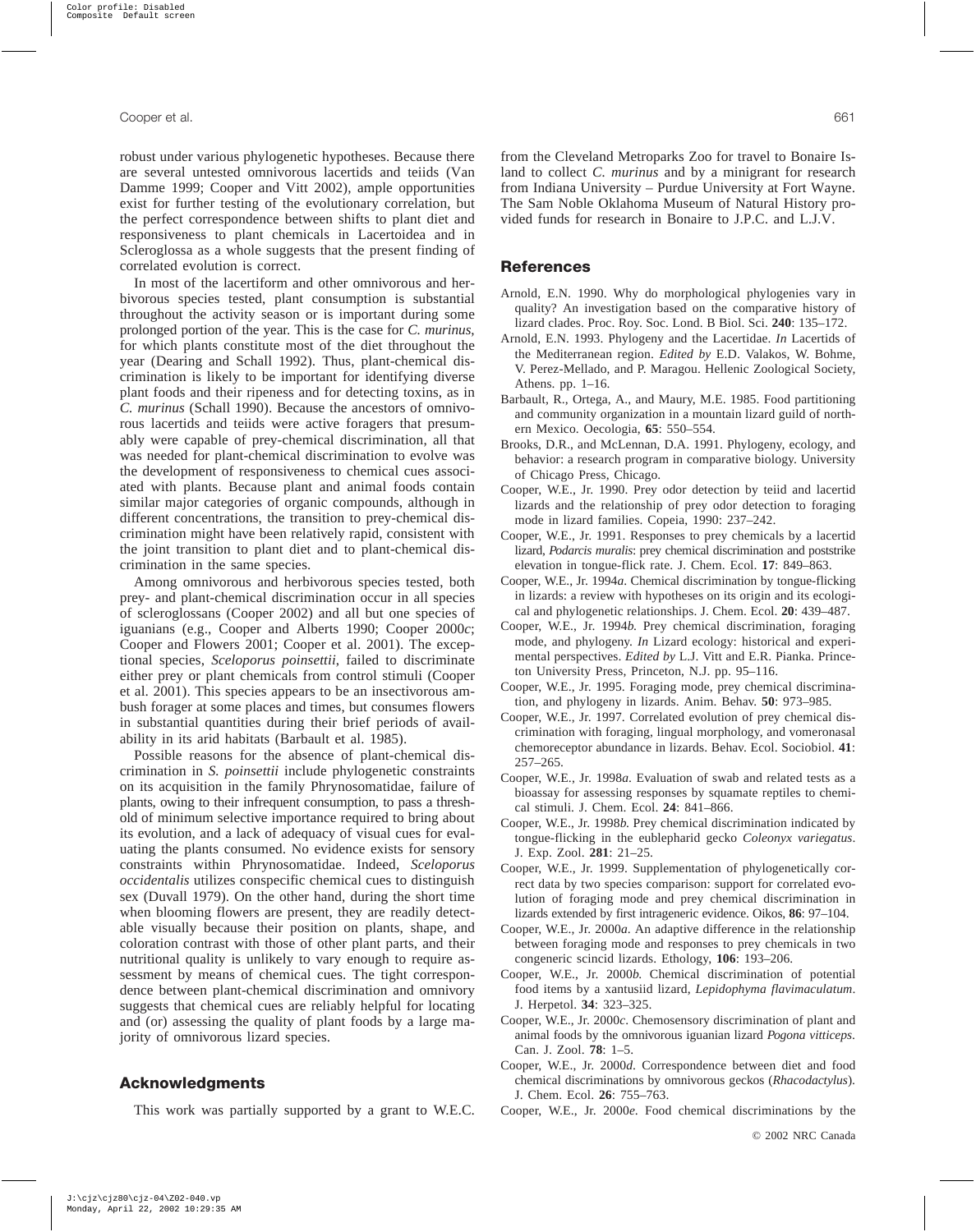robust under various phylogenetic hypotheses. Because there are several untested omnivorous lacertids and teiids (Van Damme 1999; Cooper and Vitt 2002), ample opportunities exist for further testing of the evolutionary correlation, but the perfect correspondence between shifts to plant diet and responsiveness to plant chemicals in Lacertoidea and in Scleroglossa as a whole suggests that the present finding of correlated evolution is correct.

In most of the lacertiform and other omnivorous and herbivorous species tested, plant consumption is substantial throughout the activity season or is important during some prolonged portion of the year. This is the case for *C. murinus*, for which plants constitute most of the diet throughout the year (Dearing and Schall 1992). Thus, plant-chemical discrimination is likely to be important for identifying diverse plant foods and their ripeness and for detecting toxins, as in *C. murinus* (Schall 1990). Because the ancestors of omnivorous lacertids and teiids were active foragers that presumably were capable of prey-chemical discrimination, all that was needed for plant-chemical discrimination to evolve was the development of responsiveness to chemical cues associated with plants. Because plant and animal foods contain similar major categories of organic compounds, although in different concentrations, the transition to prey-chemical discrimination might have been relatively rapid, consistent with the joint transition to plant diet and to plant-chemical discrimination in the same species.

Among omnivorous and herbivorous species tested, both prey- and plant-chemical discrimination occur in all species of scleroglossans (Cooper 2002) and all but one species of iguanians (e.g., Cooper and Alberts 1990; Cooper 2000*c*; Cooper and Flowers 2001; Cooper et al. 2001). The exceptional species, *Sceloporus poinsettii*, failed to discriminate either prey or plant chemicals from control stimuli (Cooper et al. 2001). This species appears to be an insectivorous ambush forager at some places and times, but consumes flowers in substantial quantities during their brief periods of availability in its arid habitats (Barbault et al. 1985).

Possible reasons for the absence of plant-chemical discrimination in *S. poinsettii* include phylogenetic constraints on its acquisition in the family Phrynosomatidae, failure of plants, owing to their infrequent consumption, to pass a threshold of minimum selective importance required to bring about its evolution, and a lack of adequacy of visual cues for evaluating the plants consumed. No evidence exists for sensory constraints within Phrynosomatidae. Indeed, *Sceloporus occidentalis* utilizes conspecific chemical cues to distinguish sex (Duvall 1979). On the other hand, during the short time when blooming flowers are present, they are readily detectable visually because their position on plants, shape, and coloration contrast with those of other plant parts, and their nutritional quality is unlikely to vary enough to require assessment by means of chemical cues. The tight correspondence between plant-chemical discrimination and omnivory suggests that chemical cues are reliably helpful for locating and (or) assessing the quality of plant foods by a large majority of omnivorous lizard species.

## Acknowledgments

This work was partially supported by a grant to W.E.C. from the Cleveland Metroparks Zoo for travel to Bonaire Island to collect *C. murinus* and by a minigrant for research from Indiana University – Purdue University at Fort Wayne. The Sam Noble Oklahoma Museum of Natural History provided funds for research in Bonaire to J.P.C. and L.J.V.

## References

Arnold, E.N. 1990. Why do morphological phylogenies vary in quality? An investigation based on the comparative history of lizard clades. Proc. Roy. Soc. Lond. B Biol. Sci. **240**: 135–172.

Arnold, E.N. 1993. Phylogeny and the Lacertidae. *In* Lacertids of the Mediterranean region. *Edited by* E.D. Valakos, W. Bohme, V. Perez-Mellado, and P. Maragou. Hellenic Zoological Society, Athens. pp. 1–16.

Barbault, R., Ortega, A., and Maury, M.E. 1985. Food partitioning and community organization in a mountain lizard guild of northern Mexico. Oecologia, **65**: 550–554.

Brooks, D.R., and McLennan, D.A. 1991. Phylogeny, ecology, and behavior: a research program in comparative biology. University of Chicago Press, Chicago.

Cooper, W.E., Jr. 1990. Prey odor detection by teiid and lacertid lizards and the relationship of prey odor detection to foraging mode in lizard families. Copeia, 1990: 237–242.

Cooper, W.E., Jr. 1991. Responses to prey chemicals by a lacertid lizard, *Podarcis muralis*: prey chemical discrimination and poststrike elevation in tongue-flick rate. J. Chem. Ecol. **17**: 849–863.

Cooper, W.E., Jr. 1994*a*. Chemical discrimination by tongue-flicking in lizards: a review with hypotheses on its origin and its ecological and phylogenetic relationships. J. Chem. Ecol. **20**: 439–487.

Cooper, W.E., Jr. 1994*b*. Prey chemical discrimination, foraging mode, and phylogeny. *In* Lizard ecology: historical and experimental perspectives. *Edited by* L.J. Vitt and E.R. Pianka. Princeton University Press, Princeton, N.J. pp. 95–116.

Cooper, W.E., Jr. 1995. Foraging mode, prey chemical discrimination, and phylogeny in lizards. Anim. Behav. **50**: 973–985.

Cooper, W.E., Jr. 1997. Correlated evolution of prey chemical discrimination with foraging, lingual morphology, and vomeronasal chemoreceptor abundance in lizards. Behav. Ecol. Sociobiol. **41**: 257–265.

Cooper, W.E., Jr. 1998*a*. Evaluation of swab and related tests as a bioassay for assessing responses by squamate reptiles to chemical stimuli. J. Chem. Ecol. **24**: 841–866.

Cooper, W.E., Jr. 1998*b*. Prey chemical discrimination indicated by tongue-flicking in the eublepharid gecko *Coleonyx variegatus*. J. Exp. Zool. **281**: 21–25.

Cooper, W.E., Jr. 1999. Supplementation of phylogenetically correct data by two species comparison: support for correlated evolution of foraging mode and prey chemical discrimination in lizards extended by first intrageneric evidence. Oikos, **86**: 97–104.

Cooper, W.E., Jr. 2000*a*. An adaptive difference in the relationship between foraging mode and responses to prey chemicals in two congeneric scincid lizards. Ethology, **106**: 193–206.

Cooper, W.E., Jr. 2000*b*. Chemical discrimination of potential food items by a xantusiid lizard, *Lepidophyma flavimaculatum*. J. Herpetol. **34**: 323–325.

Cooper, W.E., Jr. 2000*c*. Chemosensory discrimination of plant and animal foods by the omnivorous iguanian lizard *Pogona vitticeps*. Can. J. Zool. **78**: 1–5.

Cooper, W.E., Jr. 2000*d*. Correspondence between diet and food chemical discriminations by omnivorous geckos (*Rhacodactylus*). J. Chem. Ecol. **26**: 755–763.

Cooper, W.E., Jr. 2000*e*. Food chemical discriminations by the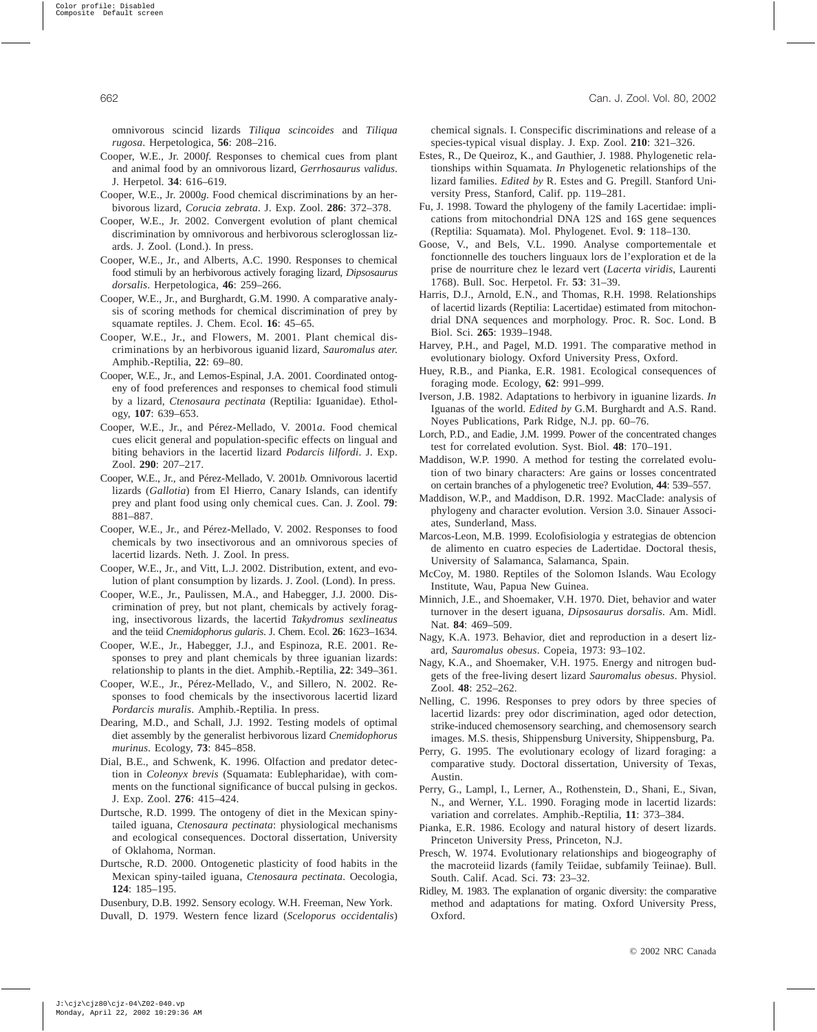omnivorous scincid lizards *Tiliqua scincoides* and *Tiliqua rugosa*. Herpetologica, **56**: 208–216.

Cooper, W.E., Jr. 2000*f*. Responses to chemical cues from plant and animal food by an omnivorous lizard, *Gerrhosaurus validus*. J. Herpetol. **34**: 616–619.

Cooper, W.E., Jr. 2000*g*. Food chemical discriminations by an herbivorous lizard, *Corucia zebrata*. J. Exp. Zool. **286**: 372–378.

Cooper, W.E., Jr. 2002. Convergent evolution of plant chemical discrimination by omnivorous and herbivorous scleroglossan lizards. J. Zool. (Lond.). In press.

Cooper, W.E., Jr., and Alberts, A.C. 1990. Responses to chemical food stimuli by an herbivorous actively foraging lizard, *Dipsosaurus dorsalis*. Herpetologica, **46**: 259–266.

Cooper, W.E., Jr., and Burghardt, G.M. 1990. A comparative analysis of scoring methods for chemical discrimination of prey by squamate reptiles. J. Chem. Ecol. **16**: 45–65.

Cooper, W.E., Jr., and Flowers, M. 2001. Plant chemical discriminations by an herbivorous iguanid lizard, *Sauromalus ater.* Amphib.-Reptilia, **22**: 69–80.

Cooper, W.E., Jr., and Lemos-Espinal, J.A. 2001. Coordinated ontogeny of food preferences and responses to chemical food stimuli by a lizard, *Ctenosaura pectinata* (Reptilia: Iguanidae). Ethology, **107**: 639–653.

Cooper, W.E., Jr., and Pérez-Mellado, V. 2001*a*. Food chemical cues elicit general and population-specific effects on lingual and biting behaviors in the lacertid lizard *Podarcis lilfordi*. J. Exp. Zool. **290**: 207–217.

Cooper, W.E., Jr., and Pérez-Mellado, V. 2001*b*. Omnivorous lacertid lizards (*Gallotia*) from El Hierro, Canary Islands, can identify prey and plant food using only chemical cues. Can. J. Zool. **79**: 881–887.

Cooper, W.E., Jr., and Pérez-Mellado, V. 2002. Responses to food chemicals by two insectivorous and an omnivorous species of lacertid lizards. Neth. J. Zool. In press.

Cooper, W.E., Jr., and Vitt, L.J. 2002. Distribution, extent, and evolution of plant consumption by lizards. J. Zool. (Lond). In press.

Cooper, W.E., Jr., Paulissen, M.A., and Habegger, J.J. 2000. Discrimination of prey, but not plant, chemicals by actively foraging, insectivorous lizards, the lacertid *Takydromus sexlineatus* and the teiid *Cnemidophorus gularis*. J. Chem. Ecol. **26**: 1623–1634.

Cooper, W.E., Jr., Habegger, J.J., and Espinoza, R.E. 2001. Responses to prey and plant chemicals by three iguanian lizards: relationship to plants in the diet. Amphib.-Reptilia, **22**: 349–361.

Cooper, W.E., Jr., Pérez-Mellado, V., and Sillero, N. 2002. Responses to food chemicals by the insectivorous lacertid lizard *Pordarcis muralis*. Amphib.-Reptilia. In press.

Dearing, M.D., and Schall, J.J. 1992. Testing models of optimal diet assembly by the generalist herbivorous lizard *Cnemidophorus murinus*. Ecology, **73**: 845–858.

Dial, B.E., and Schwenk, K. 1996. Olfaction and predator detection in *Coleonyx brevis* (Squamata: Eublepharidae), with comments on the functional significance of buccal pulsing in geckos. J. Exp. Zool. **276**: 415–424.

Durtsche, R.D. 1999. The ontogeny of diet in the Mexican spiny-tailed iguana, *Ctenosaura pectinata*: physiological mechanisms and ecological consequences. Doctoral dissertation, University of Oklahoma, Norman.

Durtsche, R.D. 2000. Ontogenetic plasticity of food habits in the Mexican spiny-tailed iguana, *Ctenosaura pectinata*. Oecologia, **124**: 185–195.

Dusenbury, D.B. 1992. Sensory ecology. W.H. Freeman, New York.

Duvall, D. 1979. Western fence lizard (*Sceloporus occidentalis*) chemical signals. I. Conspecific discriminations and release of a species-typical visual display. J. Exp. Zool. **210**: 321–326.

Estes, R., De Queiroz, K., and Gauthier, J. 1988. Phylogenetic relationships within Squamata. *In* Phylogenetic relationships of the lizard families. *Edited by* R. Estes and G. Pregill. Stanford University Press, Stanford, Calif. pp. 119–281.

Fu, J. 1998. Toward the phylogeny of the family Lacertidae: implications from mitochondrial DNA 12S and 16S gene sequences (Reptilia: Squamata). Mol. Phylogenet. Evol. **9**: 118–130.

Goose, V., and Bels, V.L. 1990. Analyse comportementale et fonctionnelle des touchers linguaux lors de l'exploration et de la prise de nourriture chez le lezard vert (*Lacerta viridis*, Laurenti 1768). Bull. Soc. Herpetol. Fr. **53**: 31–39.

Harris, D.J., Arnold, E.N., and Thomas, R.H. 1998. Relationships of lacertid lizards (Reptilia: Lacertidae) estimated from mitochondrial DNA sequences and morphology. Proc. R. Soc. Lond. B Biol. Sci. **265**: 1939–1948.

Harvey, P.H., and Pagel, M.D. 1991. The comparative method in evolutionary biology. Oxford University Press, Oxford.

Huey, R.B., and Pianka, E.R. 1981. Ecological consequences of foraging mode. Ecology, **62**: 991–999.

Iverson, J.B. 1982. Adaptations to herbivory in iguanine lizards. *In* Iguanas of the world. *Edited by* G.M. Burghardt and A.S. Rand. Noyes Publications, Park Ridge, N.J. pp. 60–76.

Lorch, P.D., and Eadie, J.M. 1999. Power of the concentrated changes test for correlated evolution. Syst. Biol. **48**: 170–191.

Maddison, W.P. 1990. A method for testing the correlated evolution of two binary characters: Are gains or losses concentrated on certain branches of a phylogenetic tree? Evolution, **44**: 539–557.

Maddison, W.P., and Maddison, D.R. 1992. MacClade: analysis of phylogeny and character evolution. Version 3.0. Sinauer Associates, Sunderland, Mass.

Marcos-Leon, M.B. 1999. Ecolofisiologia y estrategias de obtencion de alimento en cuatro especies de Ladertidae. Doctoral thesis, University of Salamanca, Salamanca, Spain.

McCoy, M. 1980. Reptiles of the Solomon Islands. Wau Ecology Institute, Wau, Papua New Guinea.

Minnich, J.E., and Shoemaker, V.H. 1970. Diet, behavior and water turnover in the desert iguana, *Dipsosaurus dorsalis*. Am. Midl. Nat. **84**: 469–509.

Nagy, K.A. 1973. Behavior, diet and reproduction in a desert lizard, *Sauromalus obesus*. Copeia, 1973: 93–102.

Nagy, K.A., and Shoemaker, V.H. 1975. Energy and nitrogen budgets of the free-living desert lizard *Sauromalus obesus*. Physiol. Zool. **48**: 252–262.

Nelling, C. 1996. Responses to prey odors by three species of lacertid lizards: prey odor discrimination, aged odor detection, strike-induced chemosensory searching, and chemosensory search images. M.S. thesis, Shippensburg University, Shippensburg, Pa.

Perry, G. 1995. The evolutionary ecology of lizard foraging: a comparative study. Doctoral dissertation, University of Texas, Austin.

Perry, G., Lampl, I., Lerner, A., Rothenstein, D., Shani, E., Sivan, N., and Werner, Y.L. 1990. Foraging mode in lacertid lizards: variation and correlates. Amphib.-Reptilia, **11**: 373–384.

Pianka, E.R. 1986. Ecology and natural history of desert lizards. Princeton University Press, Princeton, N.J.

Presch, W. 1974. Evolutionary relationships and biogeography of the macroteiid lizards (family Teiidae, subfamily Teiinae). Bull. South. Calif. Acad. Sci. **73**: 23–32.

Ridley, M. 1983. The explanation of organic diversity: the comparative method and adaptations for mating. Oxford University Press, Oxford.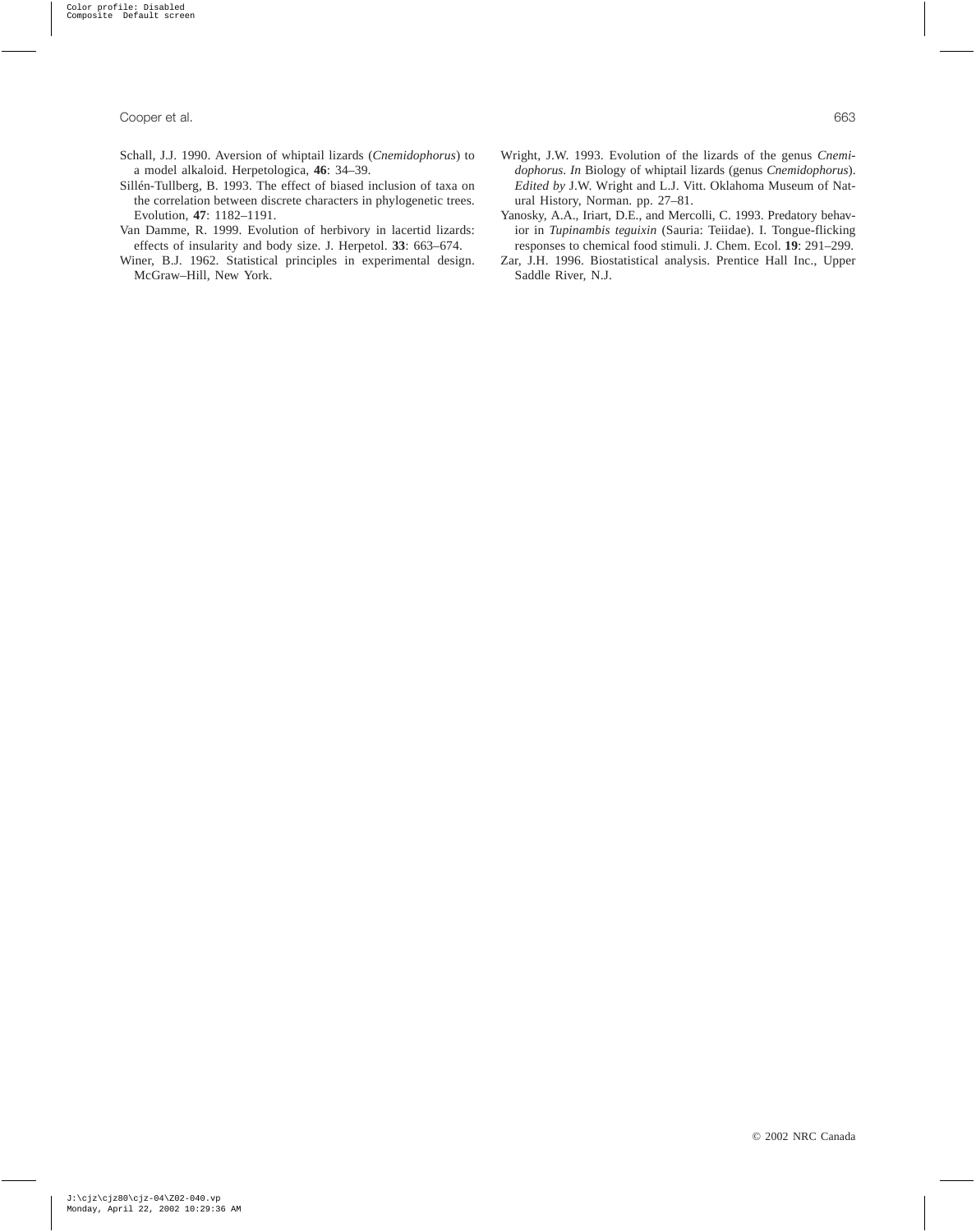Schall, J.J. 1990. Aversion of whiptail lizards (*Cnemidophorus*) to a model alkaloid. Herpetologica, **46**: 34–39.

Sillén-Tullberg, B. 1993. The effect of biased inclusion of taxa on the correlation between discrete characters in phylogenetic trees. Evolution, **47**: 1182–1191.

Van Damme, R. 1999. Evolution of herbivory in lacertid lizards: effects of insularity and body size. J. Herpetol. **33**: 663–674.

Winer, B.J. 1962. Statistical principles in experimental design. McGraw–Hill, New York.

Wright, J.W. 1993. Evolution of the lizards of the genus *Cnemidophorus*. *In* Biology of whiptail lizards (genus *Cnemidophorus*). *Edited by* J.W. Wright and L.J. Vitt. Oklahoma Museum of Natural History, Norman. pp. 27–81.

Yanosky, A.A., Iriart, D.E., and Mercolli, C. 1993. Predatory behavior in *Tupinambis teguixin* (Sauria: Teiidae). I. Tongue-flicking responses to chemical food stimuli. J. Chem. Ecol. **19**: 291–299.

Zar, J.H. 1996. Biostatistical analysis. Prentice Hall Inc., Upper Saddle River, N.J.